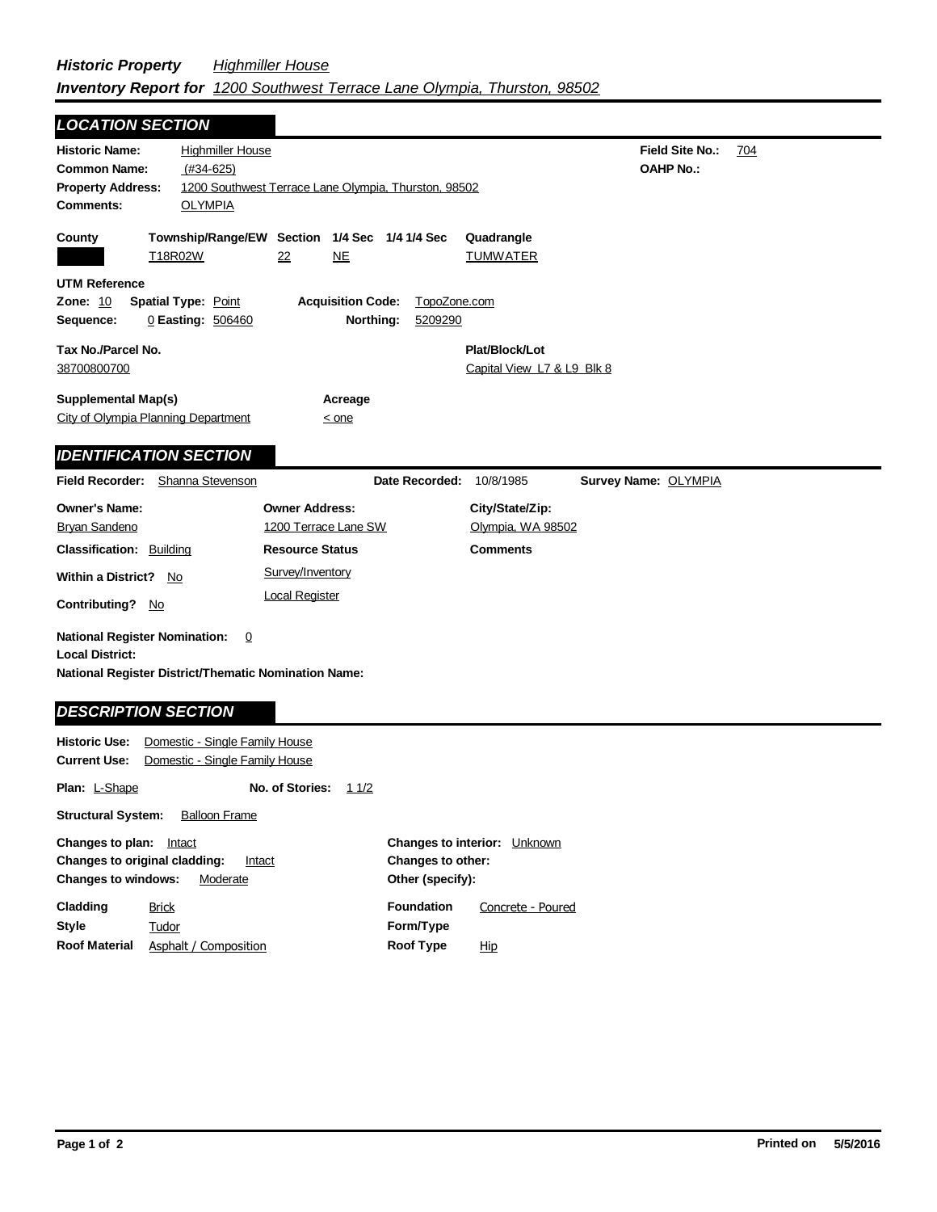***Historic Property*** *Highmiller House*
***Inventory Report for*** *1200 Southwest Terrace Lane Olympia, Thurston, 98502*

## LOCATION SECTION

**Historic Name:** Highmiller House
**Common Name:** (#34-625)
**Property Address:** 1200 Southwest Terrace Lane Olympia, Thurston, 98502
**Comments:** OLYMPIA

**Field Site No.:** 704
**OAHP No.:**

| County | Township/Range/EW | Section | 1/4 Sec | 1/4 1/4 Sec | Quadrangle |
|---|---|---|---|---|---|
| | T18R02W | 22 | NE | | TUMWATER |

**UTM Reference**
**Zone:** 10 **Spatial Type:** Point **Acquisition Code:** TopoZone.com
**Sequence:** 0 **Easting:** 506460 **Northing:** 5209290

**Tax No./Parcel No.** 38700800700
**Plat/Block/Lot** Capital View L7 & L9 Blk 8

**Supplemental Map(s)** City of Olympia Planning Department
**Acreage** < one

## IDENTIFICATION SECTION

**Field Recorder:** Shanna Stevenson **Date Recorded:** 10/8/1985 **Survey Name:** OLYMPIA

| Owner's Name: | Owner Address: | City/State/Zip: |
|---|---|---|
| Bryan Sandeno | 1200 Terrace Lane SW | Olympia, WA 98502 |

**Classification:** Building
**Resource Status** Survey/Inventory, Local Register
**Comments**
**Within a District?** No
**Contributing?** No

**National Register Nomination:** 0
**Local District:**
**National Register District/Thematic Nomination Name:**

## DESCRIPTION SECTION

**Historic Use:** Domestic - Single Family House
**Current Use:** Domestic - Single Family House

**Plan:** L-Shape **No. of Stories:** 1 1/2

**Structural System:** Balloon Frame

**Changes to plan:** Intact
**Changes to original cladding:** Intact
**Changes to windows:** Moderate
**Changes to interior:** Unknown
**Changes to other:**
**Other (specify):**

**Cladding** Brick
**Style** Tudor
**Roof Material** Asphalt / Composition
**Foundation** Concrete - Poured
**Form/Type**
**Roof Type** Hip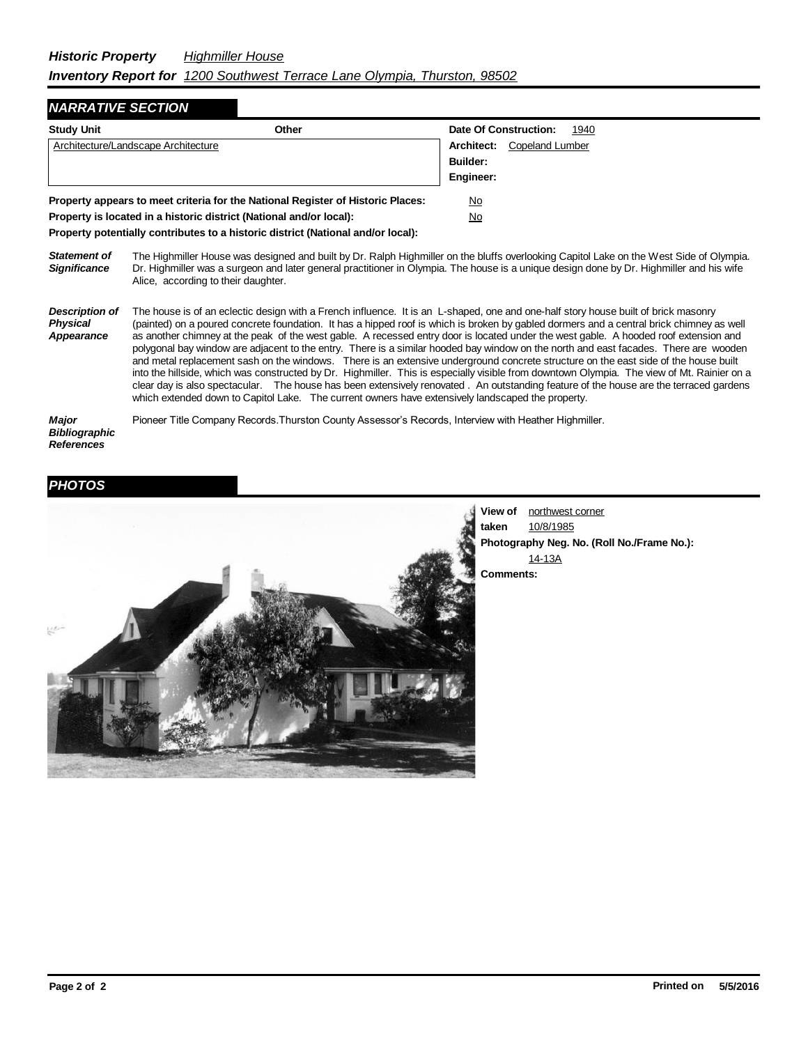***Historic Property*** *Highmiller House*

***Inventory Report for*** *1200 Southwest Terrace Lane Olympia, Thurston, 98502*

## *NARRATIVE SECTION*

| Study Unit | Other |
|---|---|
| Architecture/Landscape Architecture | |

**Date Of Construction:** 1940

**Architect:** Copeland Lumber

**Builder:**

**Engineer:**

**Property appears to meet criteria for the National Register of Historic Places:** No

**Property is located in a historic district (National and/or local):** No

**Property potentially contributes to a historic district (National and/or local):**

***Statement of Significance***

The Highmiller House was designed and built by Dr. Ralph Highmiller on the bluffs overlooking Capitol Lake on the West Side of Olympia. Dr. Highmiller was a surgeon and later general practitioner in Olympia. The house is a unique design done by Dr. Highmiller and his wife Alice, according to their daughter.

***Description of Physical Appearance***

The house is of an eclectic design with a French influence. It is an L-shaped, one and one-half story house built of brick masonry (painted) on a poured concrete foundation. It has a hipped roof is which is broken by gabled dormers and a central brick chimney as well as another chimney at the peak of the west gable. A recessed entry door is located under the west gable. A hooded roof extension and polygonal bay window are adjacent to the entry. There is a similar hooded bay window on the north and east facades. There are wooden and metal replacement sash on the windows. There is an extensive underground concrete structure on the east side of the house built into the hillside, which was constructed by Dr. Highmiller. This is especially visible from downtown Olympia. The view of Mt. Rainier on a clear day is also spectacular. The house has been extensively renovated . An outstanding feature of the house are the terraced gardens which extended down to Capitol Lake. The current owners have extensively landscaped the property.

***Major Bibliographic References***

Pioneer Title Company Records.Thurston County Assessor's Records, Interview with Heather Highmiller.

## *PHOTOS*

**View of** northwest corner

**taken** 10/8/1985

**Photography Neg. No. (Roll No./Frame No.):** 14-13A

**Comments:**